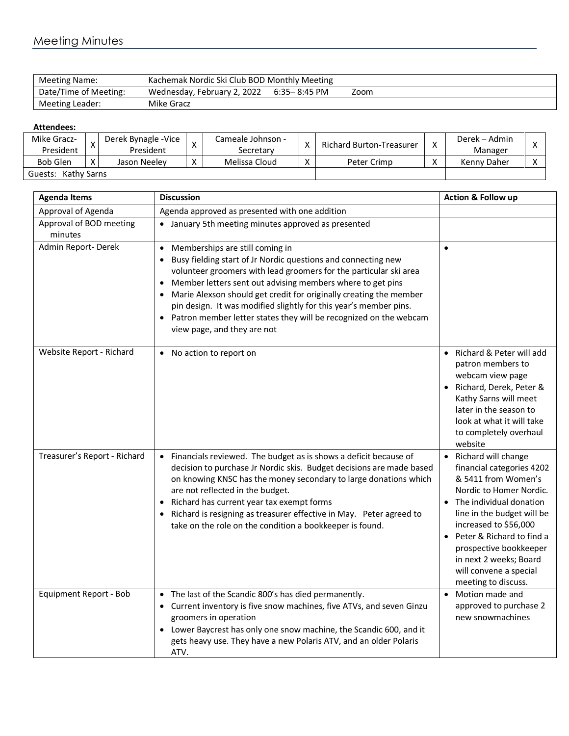# Meeting Minutes

| Meeting Name: | Kachemak Nordic Ski Club BOD Monthly Meeting |
|---|---|
| Date/Time of Meeting: | Wednesday, February 2, 2022 6:35– 8:45 PM Zoom |
| Meeting Leader: | Mike Gracz |

**Attendees:**

| Mike Gracz-President | X | Derek Bynagle -Vice President | X | Cameale Johnson - Secretary | X | Richard Burton-Treasurer | X | Derek – Admin Manager | X |
|---|---|---|---|---|---|---|---|---|---|
| Bob Glen | X | Jason Neeley | X | Melissa Cloud | X | Peter Crimp | X | Kenny Daher | X |
| Guests: Kathy Sarns | | | | | | | | | |

| Agenda Items | Discussion | Action & Follow up |
|---|---|---|
| Approval of Agenda | Agenda approved as presented with one addition | |
| Approval of BOD meeting minutes | • January 5th meeting minutes approved as presented | |
| Admin Report- Derek | • Memberships are still coming in<br>• Busy fielding start of Jr Nordic questions and connecting new volunteer groomers with lead groomers for the particular ski area<br>• Member letters sent out advising members where to get pins<br>• Marie Alexson should get credit for originally creating the member pin design. It was modified slightly for this year's member pins.<br>• Patron member letter states they will be recognized on the webcam view page, and they are not | • |
| Website Report - Richard | • No action to report on | • Richard & Peter will add patron members to webcam view page<br>• Richard, Derek, Peter & Kathy Sarns will meet later in the season to look at what it will take to completely overhaul website |
| Treasurer's Report - Richard | • Financials reviewed. The budget as is shows a deficit because of decision to purchase Jr Nordic skis. Budget decisions are made based on knowing KNSC has the money secondary to large donations which are not reflected in the budget.<br>• Richard has current year tax exempt forms<br>• Richard is resigning as treasurer effective in May. Peter agreed to take on the role on the condition a bookkeeper is found. | • Richard will change financial categories 4202 & 5411 from Women's Nordic to Homer Nordic.<br>• The individual donation line in the budget will be increased to $56,000<br>• Peter & Richard to find a prospective bookkeeper in next 2 weeks; Board will convene a special meeting to discuss. |
| Equipment Report - Bob | • The last of the Scandic 800's has died permanently.<br>• Current inventory is five snow machines, five ATVs, and seven Ginzu groomers in operation<br>• Lower Baycrest has only one snow machine, the Scandic 600, and it gets heavy use. They have a new Polaris ATV, and an older Polaris ATV. | • Motion made and approved to purchase 2 new snowmachines |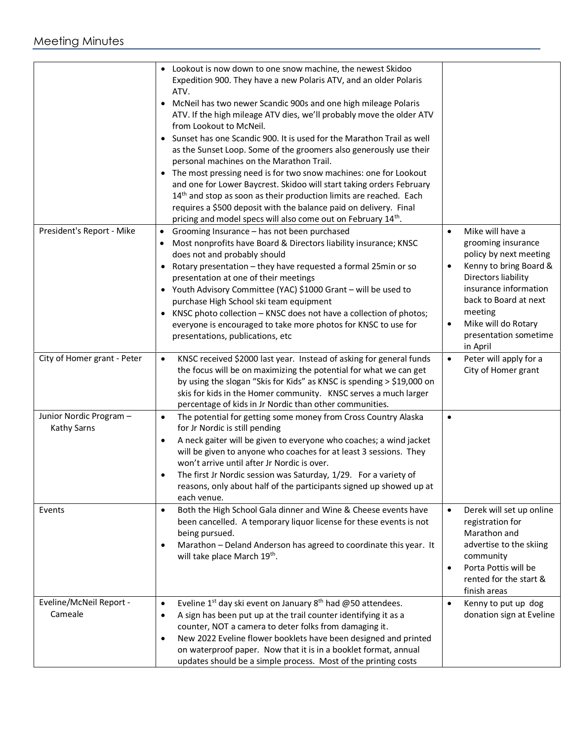# Meeting Minutes

| | | |
|---|---|---|
| | • Lookout is now down to one snow machine, the newest Skidoo Expedition 900. They have a new Polaris ATV, and an older Polaris ATV.<br>• McNeil has two newer Scandic 900s and one high mileage Polaris ATV. If the high mileage ATV dies, we'll probably move the older ATV from Lookout to McNeil.<br>• Sunset has one Scandic 900. It is used for the Marathon Trail as well as the Sunset Loop. Some of the groomers also generously use their personal machines on the Marathon Trail.<br>• The most pressing need is for two snow machines: one for Lookout and one for Lower Baycrest. Skidoo will start taking orders February 14th and stop as soon as their production limits are reached. Each requires a $500 deposit with the balance paid on delivery. Final pricing and model specs will also come out on February 14th. | |
| President's Report - Mike | • Grooming Insurance – has not been purchased<br>• Most nonprofits have Board & Directors liability insurance; KNSC does not and probably should<br>• Rotary presentation – they have requested a formal 25min or so presentation at one of their meetings<br>• Youth Advisory Committee (YAC) $1000 Grant – will be used to purchase High School ski team equipment<br>• KNSC photo collection – KNSC does not have a collection of photos; everyone is encouraged to take more photos for KNSC to use for presentations, publications, etc | • Mike will have a grooming insurance policy by next meeting<br>• Kenny to bring Board & Directors liability insurance information back to Board at next meeting<br>• Mike will do Rotary presentation sometime in April |
| City of Homer grant - Peter | • KNSC received $2000 last year. Instead of asking for general funds the focus will be on maximizing the potential for what we can get by using the slogan "Skis for Kids" as KNSC is spending > $19,000 on skis for kids in the Homer community. KNSC serves a much larger percentage of kids in Jr Nordic than other communities. | • Peter will apply for a City of Homer grant |
| Junior Nordic Program – Kathy Sarns | • The potential for getting some money from Cross Country Alaska for Jr Nordic is still pending<br>• A neck gaiter will be given to everyone who coaches; a wind jacket will be given to anyone who coaches for at least 3 sessions. They won't arrive until after Jr Nordic is over.<br>• The first Jr Nordic session was Saturday, 1/29. For a variety of reasons, only about half of the participants signed up showed up at each venue. | • |
| Events | • Both the High School Gala dinner and Wine & Cheese events have been cancelled. A temporary liquor license for these events is not being pursued.<br>• Marathon – Deland Anderson has agreed to coordinate this year. It will take place March 19th. | • Derek will set up online registration for Marathon and advertise to the skiing community<br>• Porta Pottis will be rented for the start & finish areas |
| Eveline/McNeil Report - Cameale | • Eveline 1st day ski event on January 8th had @50 attendees.<br>• A sign has been put up at the trail counter identifying it as a counter, NOT a camera to deter folks from damaging it.<br>• New 2022 Eveline flower booklets have been designed and printed on waterproof paper. Now that it is in a booklet format, annual updates should be a simple process. Most of the printing costs | • Kenny to put up dog donation sign at Eveline |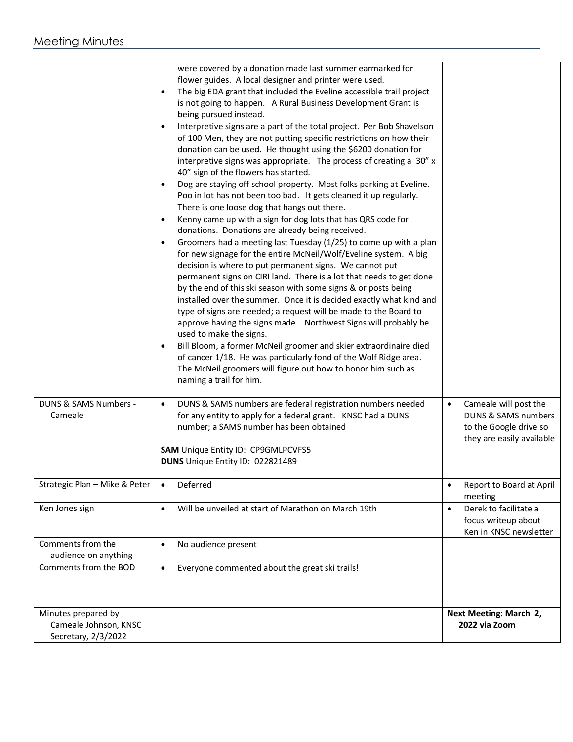| | | |
|---|---|---|
| | were covered by a donation made last summer earmarked for flower guides. A local designer and printer were used.<br>• The big EDA grant that included the Eveline accessible trail project is not going to happen. A Rural Business Development Grant is being pursued instead.<br>• Interpretive signs are a part of the total project. Per Bob Shavelson of 100 Men, they are not putting specific restrictions on how their donation can be used. He thought using the $6200 donation for interpretive signs was appropriate. The process of creating a 30" x 40" sign of the flowers has started.<br>• Dog are staying off school property. Most folks parking at Eveline. Poo in lot has not been too bad. It gets cleaned it up regularly. There is one loose dog that hangs out there.<br>• Kenny came up with a sign for dog lots that has QRS code for donations. Donations are already being received.<br>• Groomers had a meeting last Tuesday (1/25) to come up with a plan for new signage for the entire McNeil/Wolf/Eveline system. A big decision is where to put permanent signs. We cannot put permanent signs on CIRI land. There is a lot that needs to get done by the end of this ski season with some signs & or posts being installed over the summer. Once it is decided exactly what kind and type of signs are needed; a request will be made to the Board to approve having the signs made. Northwest Signs will probably be used to make the signs.<br>• Bill Bloom, a former McNeil groomer and skier extraordinaire died of cancer 1/18. He was particularly fond of the Wolf Ridge area. The McNeil groomers will figure out how to honor him such as naming a trail for him. | |
| DUNS & SAMS Numbers - Cameale | • DUNS & SAMS numbers are federal registration numbers needed for any entity to apply for a federal grant. KNSC had a DUNS number; a SAMS number has been obtained<br><br>**SAM** Unique Entity ID: CP9GMLPCVFS5<br>**DUNS** Unique Entity ID: 022821489 | • Cameale will post the DUNS & SAMS numbers to the Google drive so they are easily available |
| Strategic Plan – Mike & Peter | • Deferred | • Report to Board at April meeting |
| Ken Jones sign | • Will be unveiled at start of Marathon on March 19th | • Derek to facilitate a focus writeup about Ken in KNSC newsletter |
| Comments from the audience on anything | • No audience present | |
| Comments from the BOD | • Everyone commented about the great ski trails! | |
| Minutes prepared by Cameale Johnson, KNSC Secretary, 2/3/2022 | | **Next Meeting: March 2, 2022 via Zoom** |